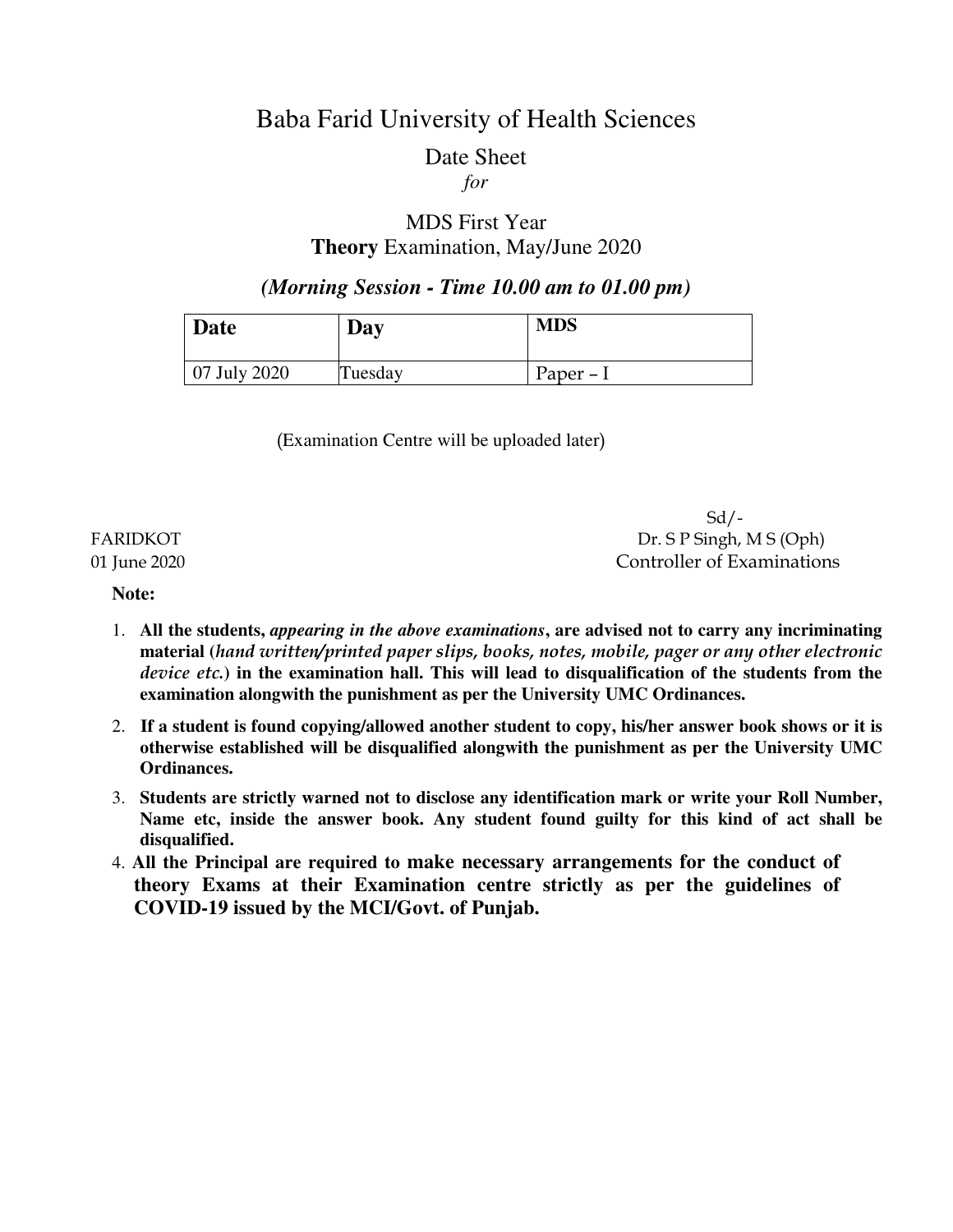# Baba Farid University of Health Sciences

## Date Sheet

*for*

## MDS First Year
## **Theory** Examination, May/June 2020

***(Morning Session - Time 10.00 am to 01.00 pm)***

| **Date** | **Day** | **MDS** |
|---|---|---|
| 07 July 2020 | Tuesday | Paper – I |

(Examination Centre will be uploaded later)

Sd/-
Dr. S P Singh, M S (Oph)
Controller of Examinations

FARIDKOT
01 June 2020

**Note:**

1. **All the students,** ***appearing in the above examinations*****, are advised not to carry any incriminating material (*hand written/printed paper slips, books, notes, mobile, pager or any other electronic device etc.*) in the examination hall. This will lead to disqualification of the students from the examination alongwith the punishment as per the University UMC Ordinances.**
2. **If a student is found copying/allowed another student to copy, his/her answer book shows or it is otherwise established will be disqualified alongwith the punishment as per the University UMC Ordinances.**
3. **Students are strictly warned not to disclose any identification mark or write your Roll Number, Name etc, inside the answer book. Any student found guilty for this kind of act shall be disqualified.**
4. **All the Principal are required to make necessary arrangements for the conduct of theory Exams at their Examination centre strictly as per the guidelines of COVID-19 issued by the MCI/Govt. of Punjab.**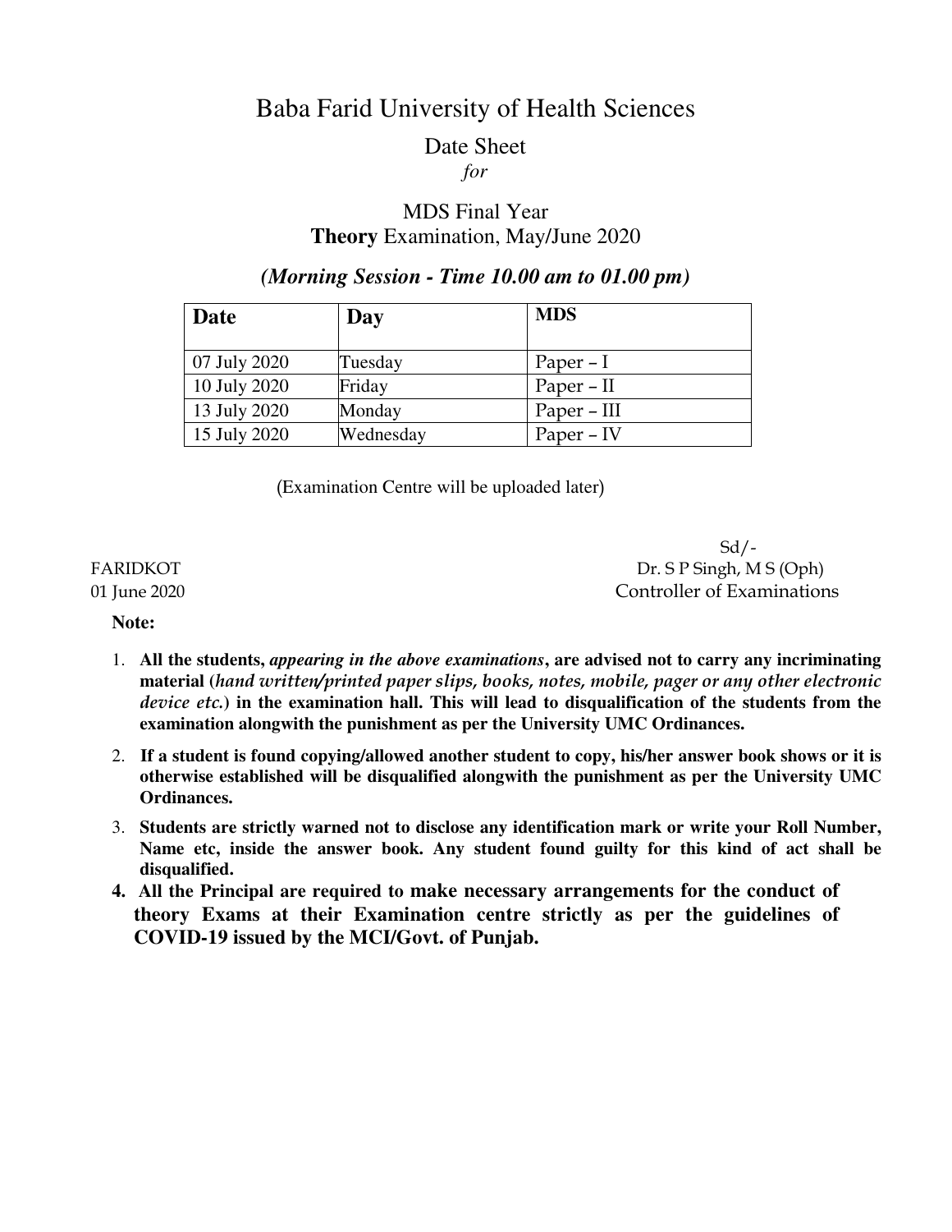# Baba Farid University of Health Sciences

## Date Sheet

*for*

## MDS Final Year
## **Theory** Examination, May/June 2020

### *(Morning Session - Time 10.00 am to 01.00 pm)*

| **Date** | **Day** | **MDS** |
|---|---|---|
| 07 July 2020 | Tuesday | Paper – I |
| 10 July 2020 | Friday | Paper – II |
| 13 July 2020 | Monday | Paper – III |
| 15 July 2020 | Wednesday | Paper – IV |

(Examination Centre will be uploaded later)

Sd/-
Dr. S P Singh, M S (Oph)
Controller of Examinations

FARIDKOT
01 June 2020

**Note:**

1. **All the students,** ***appearing in the above examinations*****, are advised not to carry any incriminating material (*****hand written/printed paper slips, books, notes, mobile, pager or any other electronic device etc.*****) in the examination hall. This will lead to disqualification of the students from the examination alongwith the punishment as per the University UMC Ordinances.**
2. **If a student is found copying/allowed another student to copy, his/her answer book shows or it is otherwise established will be disqualified alongwith the punishment as per the University UMC Ordinances.**
3. **Students are strictly warned not to disclose any identification mark or write your Roll Number, Name etc, inside the answer book. Any student found guilty for this kind of act shall be disqualified.**
4. **All the Principal are required to make necessary arrangements for the conduct of theory Exams at their Examination centre strictly as per the guidelines of COVID-19 issued by the MCI/Govt. of Punjab.**